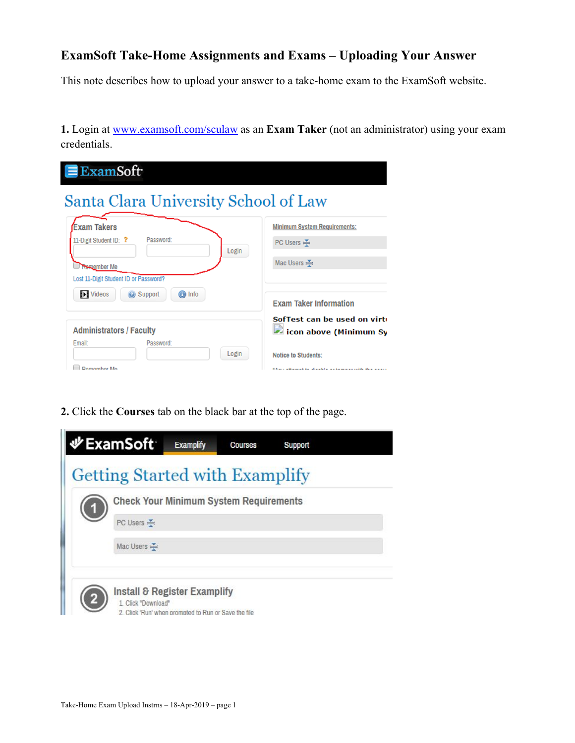# ExamSoft Take-Home Assignments and Exams – Uploading Your Answer

This note describes how to upload your answer to a take-home exam to the ExamSoft website.

**1.** Login at [www.examsoft.com/sculaw](www.examsoft.com/sculaw) as an **Exam Taker** (not an administrator) using your exam credentials.

**2.** Click the **Courses** tab on the black bar at the top of the page.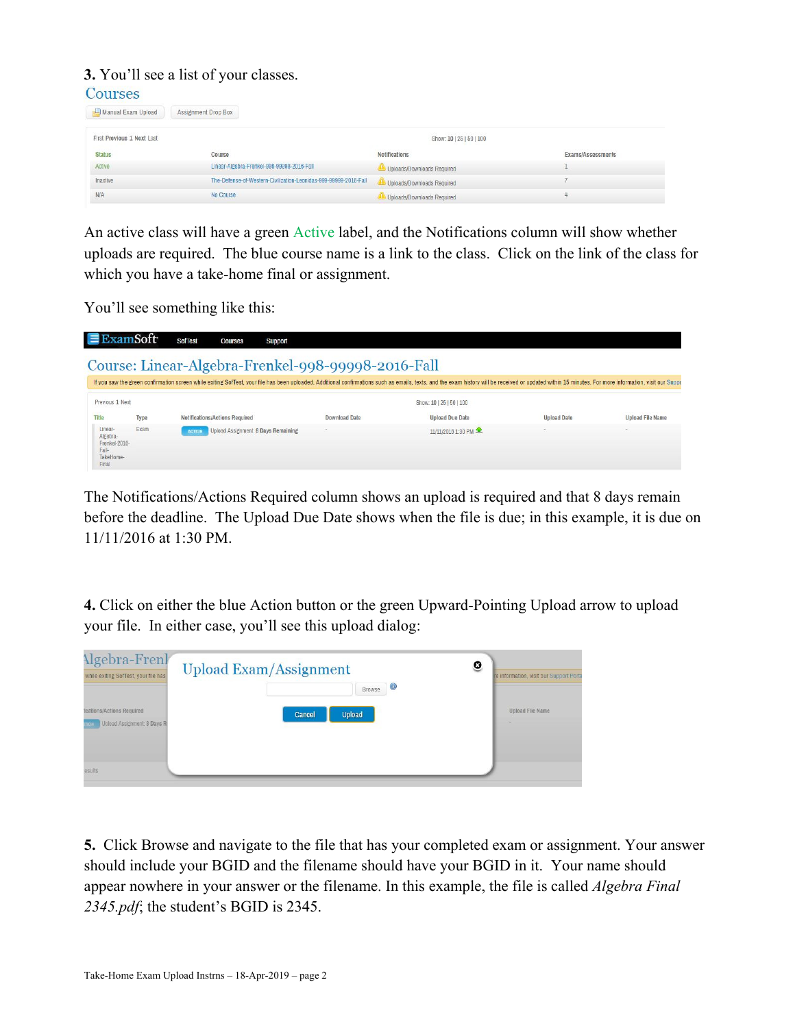**3.** You'll see a list of your classes.

Courses

Manual Exam Upload | Assignment Drop Box

First Previous 1 Next Last — Show: 10 | 25 | 50 | 100

| Status | Course | Notifications | Exams/Assessments |
|---|---|---|---|
| Active | Linear-Algebra-Frenkel-998-99998-2016-Fall | Uploads/Downloads Required | 1 |
| Inactive | The-Defense-of-Western-Civilization-Leonidas-999-99999-2016-Fall | Uploads/Downloads Required | 7 |
| N/A | No Course | Uploads/Downloads Required | 4 |

An active class will have a green Active label, and the Notifications column will show whether uploads are required. The blue course name is a link to the class. Click on the link of the class for which you have a take-home final or assignment.

You'll see something like this:

ExamSoft — SofTest | Courses | Support

Course: Linear-Algebra-Frenkel-998-99998-2016-Fall

If you saw the green confirmation screen while exiting SofTest, your file has been uploaded. Additional confirmations such as emails, texts, and the exam history will be received or updated within 15 minutes. For more information, visit our Supp...

Previous 1 Next — Show: 10 | 25 | 50 | 100

| Title | Type | Notifications/Actions Required | Download Date | Upload Due Date | Upload Date | Upload File Name |
|---|---|---|---|---|---|---|
| Linear-Algebra-Frenkel-2016-Fall-TakeHome-Final | Exam | ACTION Upload Assignment: 8 Days Remaining | - | 11/11/2016 1:30 PM | - | - |

The Notifications/Actions Required column shows an upload is required and that 8 days remain before the deadline. The Upload Due Date shows when the file is due; in this example, it is due on 11/11/2016 at 1:30 PM.

**4.** Click on either the blue Action button or the green Upward-Pointing Upload arrow to upload your file. In either case, you'll see this upload dialog:

Upload Exam/Assignment

Browse

Cancel | Upload

**5.** Click Browse and navigate to the file that has your completed exam or assignment. Your answer should include your BGID and the filename should have your BGID in it. Your name should appear nowhere in your answer or the filename. In this example, the file is called *Algebra Final 2345.pdf*; the student's BGID is 2345.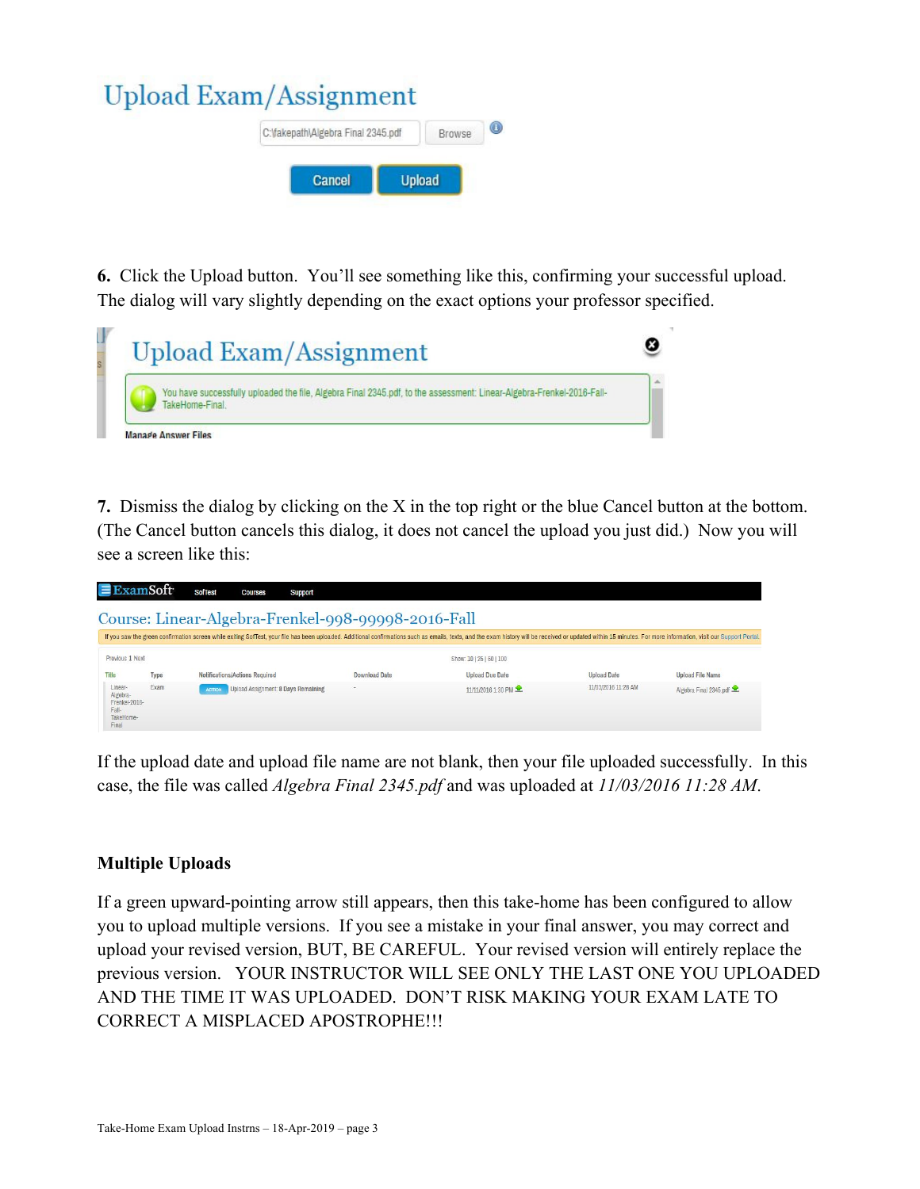6. **Click the Upload button.** You'll see something like this, confirming your successful upload. The dialog will vary slightly depending on the exact options your professor specified.

7. Dismiss the dialog by clicking on the X in the top right or the blue Cancel button at the bottom. (The Cancel button cancels this dialog, it does not cancel the upload you just did.) Now you will see a screen like this:

If the upload date and upload file name are not blank, then your file uploaded successfully. In this case, the file was called *Algebra Final 2345.pdf* and was uploaded at *11/03/2016 11:28 AM*.

**Multiple Uploads**

If a green upward-pointing arrow still appears, then this take-home has been configured to allow you to upload multiple versions. If you see a mistake in your final answer, you may correct and upload your revised version, BUT, BE CAREFUL. Your revised version will entirely replace the previous version. YOUR INSTRUCTOR WILL SEE ONLY THE LAST ONE YOU UPLOADED AND THE TIME IT WAS UPLOADED. DON'T RISK MAKING YOUR EXAM LATE TO CORRECT A MISPLACED APOSTROPHE!!!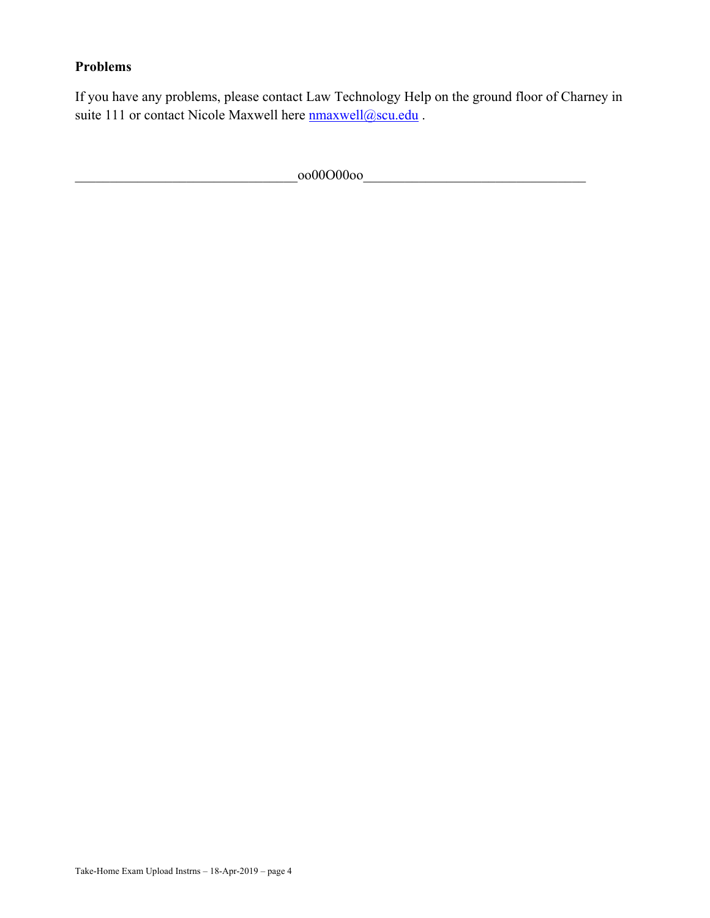**Problems**

If you have any problems, please contact Law Technology Help on the ground floor of Charney in suite 111 or contact Nicole Maxwell here nmaxwell@scu.edu .

________________________________oo00O00oo________________________________